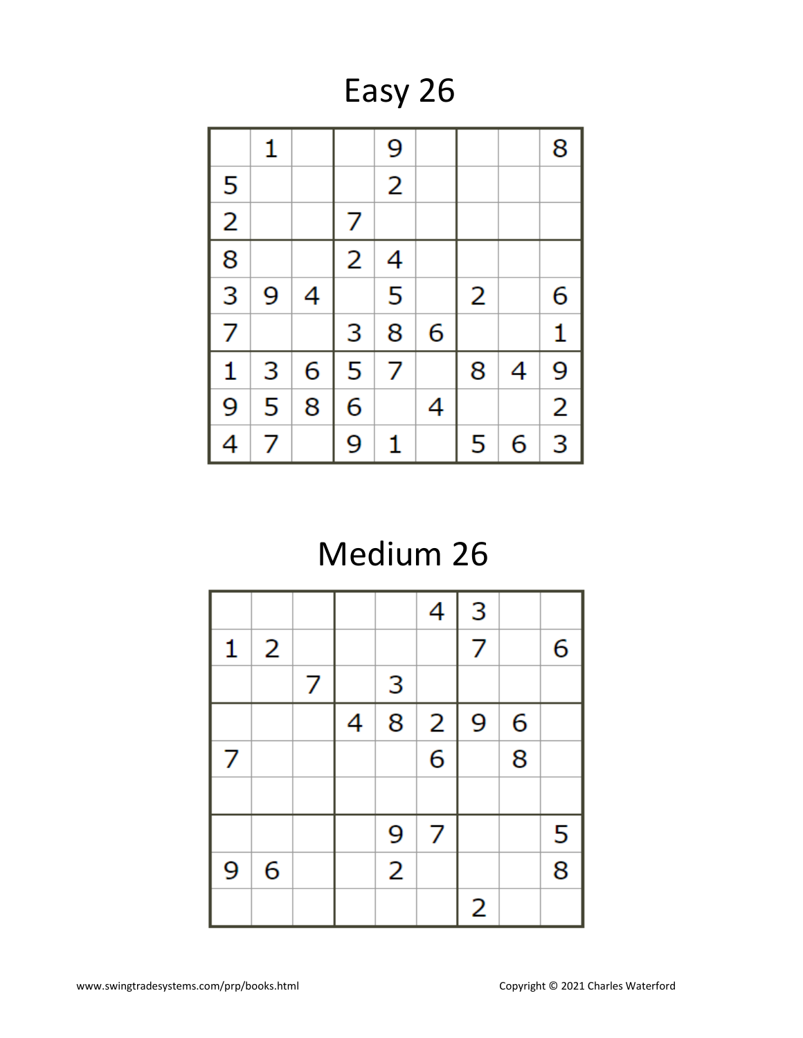# Easy 26

|   |   |   |   |   |   |   |   |   |
|---|---|---|---|---|---|---|---|---|
|   | 1 |   |   | 9 |   |   |   | 8 |
| 5 |   |   |   | 2 |   |   |   |   |
| 2 |   |   | 7 |   |   |   |   |   |
| 8 |   |   | 2 | 4 |   |   |   |   |
| 3 | 9 | 4 |   | 5 |   | 2 |   | 6 |
| 7 |   |   | 3 | 8 | 6 |   |   | 1 |
| 1 | 3 | 6 | 5 | 7 |   | 8 | 4 | 9 |
| 9 | 5 | 8 | 6 |   | 4 |   |   | 2 |
| 4 | 7 |   | 9 | 1 |   | 5 | 6 | 3 |

# Medium 26

|   |   |   |   |   |   |   |   |   |
|---|---|---|---|---|---|---|---|---|
|   |   |   |   |   | 4 | 3 |   |   |
| 1 | 2 |   |   |   |   | 7 |   | 6 |
|   |   | 7 |   | 3 |   |   |   |   |
|   |   |   | 4 | 8 | 2 | 9 | 6 |   |
| 7 |   |   |   |   | 6 |   | 8 |   |
|   |   |   |   |   |   |   |   |   |
|   |   |   |   | 9 | 7 |   |   | 5 |
| 9 | 6 |   |   | 2 |   |   |   | 8 |
|   |   |   |   |   |   | 2 |   |   |

www.swingtradesystems.com/prp/books.html

Copyright © 2021 Charles Waterford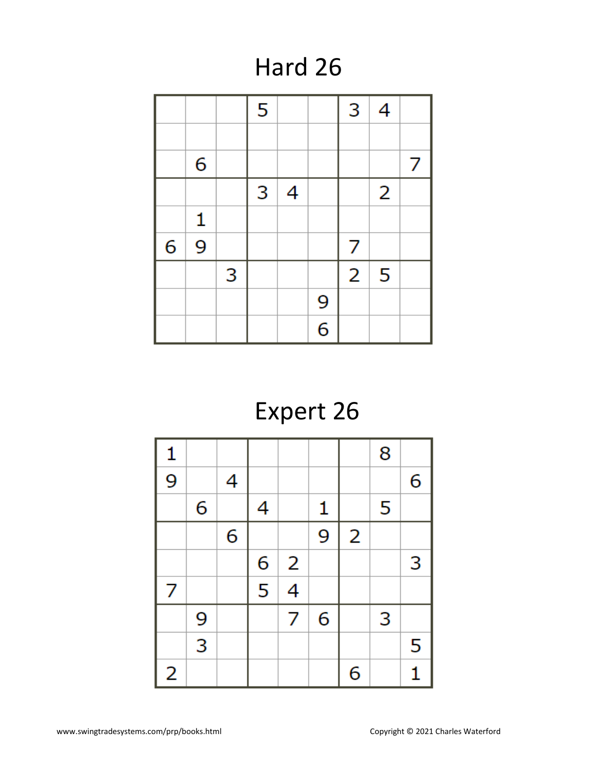# Hard 26

| | | | | | | | | |
|---|---|---|---|---|---|---|---|---|
| | | | 5 | | | 3 | 4 | |
| | | | | | | | | |
| | 6 | | | | | | | 7 |
| | | | 3 | 4 | | | 2 | |
| | 1 | | | | | | | |
| 6 | 9 | | | | | 7 | | |
| | | 3 | | | | 2 | 5 | |
| | | | | | 9 | | | |
| | | | | | 6 | | | |

# Expert 26

| | | | | | | | | |
|---|---|---|---|---|---|---|---|---|
| 1 | | | | | | | 8 | |
| 9 | | 4 | | | | | | 6 |
| | 6 | | 4 | | 1 | | 5 | |
| | | 6 | | | 9 | 2 | | |
| | | | 6 | 2 | | | | 3 |
| 7 | | | 5 | 4 | | | | |
| | 9 | | | 7 | 6 | | 3 | |
| | 3 | | | | | | | 5 |
| 2 | | | | | | 6 | | 1 |

www.swingtradesystems.com/prp/books.html

Copyright © 2021 Charles Waterford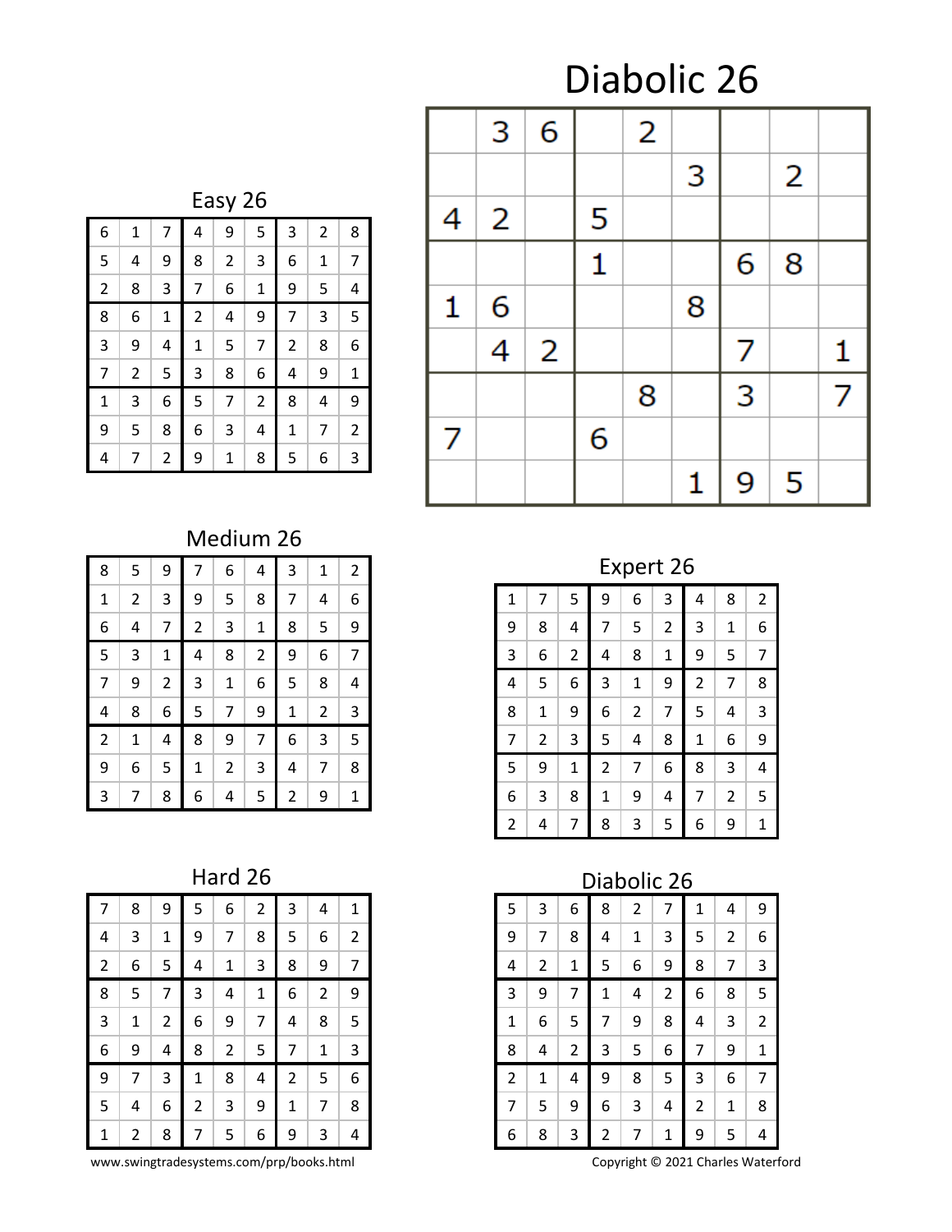# Diabolic 26

| | | | | | | | | |
|---|---|---|---|---|---|---|---|---|
| | 3 | 6 | | 2 | | | | |
| | | | | | 3 | | 2 | |
| 4 | 2 | | 5 | | | | | |
| | | | 1 | | | 6 | 8 | |
| 1 | 6 | | | | 8 | | | |
| | 4 | 2 | | | | 7 | | 1 |
| | | | | 8 | | 3 | | 7 |
| 7 | | | 6 | | | | | |
| | | | | | 1 | 9 | 5 | |

## Easy 26

| | | | | | | | | |
|---|---|---|---|---|---|---|---|---|
| 6 | 1 | 7 | 4 | 9 | 5 | 3 | 2 | 8 |
| 5 | 4 | 9 | 8 | 2 | 3 | 6 | 1 | 7 |
| 2 | 8 | 3 | 7 | 6 | 1 | 9 | 5 | 4 |
| 8 | 6 | 1 | 2 | 4 | 9 | 7 | 3 | 5 |
| 3 | 9 | 4 | 1 | 5 | 7 | 2 | 8 | 6 |
| 7 | 2 | 5 | 3 | 8 | 6 | 4 | 9 | 1 |
| 1 | 3 | 6 | 5 | 7 | 2 | 8 | 4 | 9 |
| 9 | 5 | 8 | 6 | 3 | 4 | 1 | 7 | 2 |
| 4 | 7 | 2 | 9 | 1 | 8 | 5 | 6 | 3 |

## Medium 26

| | | | | | | | | |
|---|---|---|---|---|---|---|---|---|
| 8 | 5 | 9 | 7 | 6 | 4 | 3 | 1 | 2 |
| 1 | 2 | 3 | 9 | 5 | 8 | 7 | 4 | 6 |
| 6 | 4 | 7 | 2 | 3 | 1 | 8 | 5 | 9 |
| 5 | 3 | 1 | 4 | 8 | 2 | 9 | 6 | 7 |
| 7 | 9 | 2 | 3 | 1 | 6 | 5 | 8 | 4 |
| 4 | 8 | 6 | 5 | 7 | 9 | 1 | 2 | 3 |
| 2 | 1 | 4 | 8 | 9 | 7 | 6 | 3 | 5 |
| 9 | 6 | 5 | 1 | 2 | 3 | 4 | 7 | 8 |
| 3 | 7 | 8 | 6 | 4 | 5 | 2 | 9 | 1 |

## Expert 26

| | | | | | | | | |
|---|---|---|---|---|---|---|---|---|
| 1 | 7 | 5 | 9 | 6 | 3 | 4 | 8 | 2 |
| 9 | 8 | 4 | 7 | 5 | 2 | 3 | 1 | 6 |
| 3 | 6 | 2 | 4 | 8 | 1 | 9 | 5 | 7 |
| 4 | 5 | 6 | 3 | 1 | 9 | 2 | 7 | 8 |
| 8 | 1 | 9 | 6 | 2 | 7 | 5 | 4 | 3 |
| 7 | 2 | 3 | 5 | 4 | 8 | 1 | 6 | 9 |
| 5 | 9 | 1 | 2 | 7 | 6 | 8 | 3 | 4 |
| 6 | 3 | 8 | 1 | 9 | 4 | 7 | 2 | 5 |
| 2 | 4 | 7 | 8 | 3 | 5 | 6 | 9 | 1 |

## Hard 26

| | | | | | | | | |
|---|---|---|---|---|---|---|---|---|
| 7 | 8 | 9 | 5 | 6 | 2 | 3 | 4 | 1 |
| 4 | 3 | 1 | 9 | 7 | 8 | 5 | 6 | 2 |
| 2 | 6 | 5 | 4 | 1 | 3 | 8 | 9 | 7 |
| 8 | 5 | 7 | 3 | 4 | 1 | 6 | 2 | 9 |
| 3 | 1 | 2 | 6 | 9 | 7 | 4 | 8 | 5 |
| 6 | 9 | 4 | 8 | 2 | 5 | 7 | 1 | 3 |
| 9 | 7 | 3 | 1 | 8 | 4 | 2 | 5 | 6 |
| 5 | 4 | 6 | 2 | 3 | 9 | 1 | 7 | 8 |
| 1 | 2 | 8 | 7 | 5 | 6 | 9 | 3 | 4 |

## Diabolic 26

| | | | | | | | | |
|---|---|---|---|---|---|---|---|---|
| 5 | 3 | 6 | 8 | 2 | 7 | 1 | 4 | 9 |
| 9 | 7 | 8 | 4 | 1 | 3 | 5 | 2 | 6 |
| 4 | 2 | 1 | 5 | 6 | 9 | 8 | 7 | 3 |
| 3 | 9 | 7 | 1 | 4 | 2 | 6 | 8 | 5 |
| 1 | 6 | 5 | 7 | 9 | 8 | 4 | 3 | 2 |
| 8 | 4 | 2 | 3 | 5 | 6 | 7 | 9 | 1 |
| 2 | 1 | 4 | 9 | 8 | 5 | 3 | 6 | 7 |
| 7 | 5 | 9 | 6 | 3 | 4 | 2 | 1 | 8 |
| 6 | 8 | 3 | 2 | 7 | 1 | 9 | 5 | 4 |

www.swingtradesystems.com/prp/books.html

Copyright © 2021 Charles Waterford